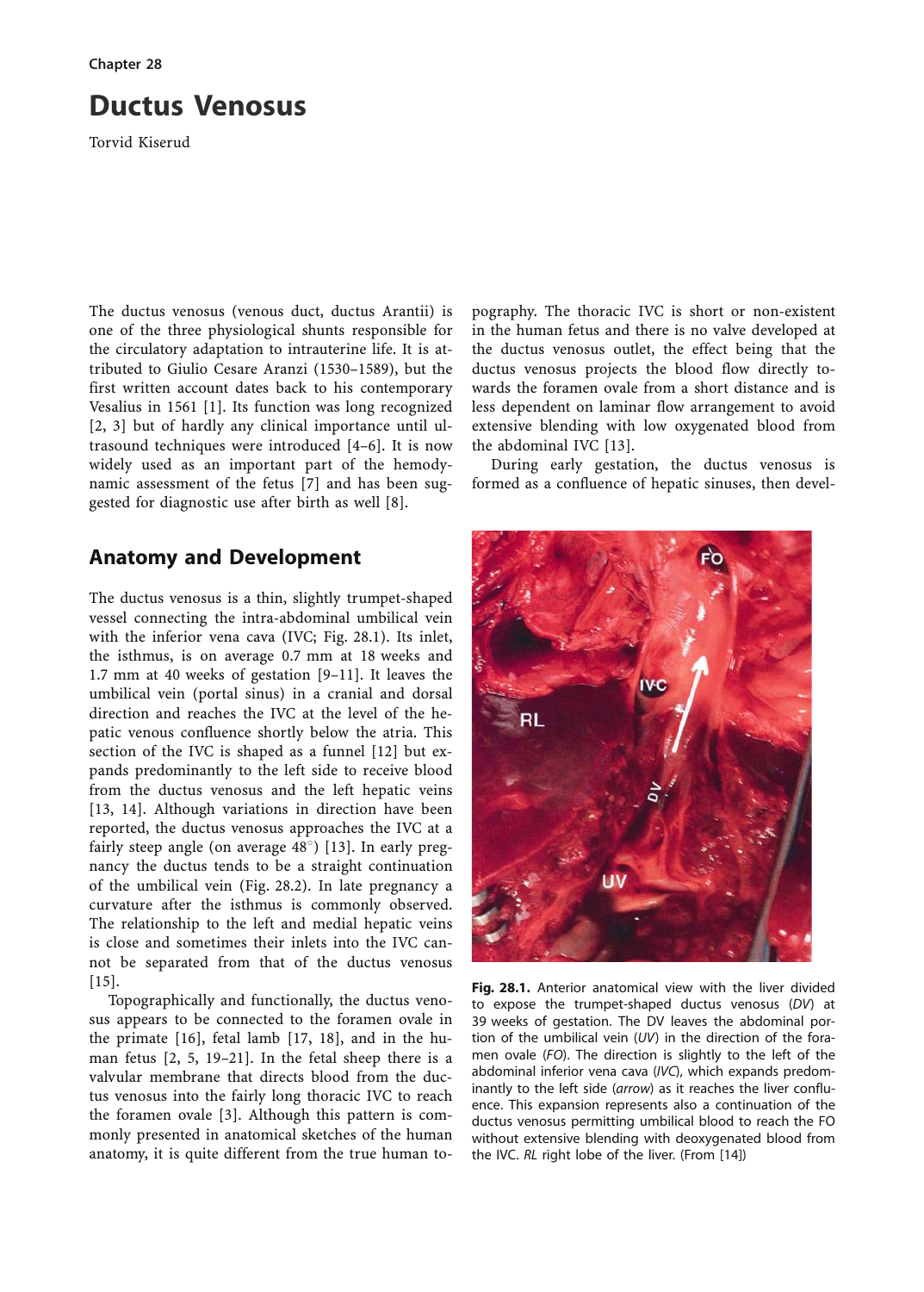Chapter 28

# Ductus Venosus

Torvid Kiserud

The ductus venosus (venous duct, ductus Arantii) is one of the three physiological shunts responsible for the circulatory adaptation to intrauterine life. It is attributed to Giulio Cesare Aranzi (1530–1589), but the first written account dates back to his contemporary Vesalius in 1561 [1]. Its function was long recognized [2, 3] but of hardly any clinical importance until ultrasound techniques were introduced [4–6]. It is now widely used as an important part of the hemodynamic assessment of the fetus [7] and has been suggested for diagnostic use after birth as well [8].

## Anatomy and Development

The ductus venosus is a thin, slightly trumpet-shaped vessel connecting the intra-abdominal umbilical vein with the inferior vena cava (IVC; Fig. 28.1). Its inlet, the isthmus, is on average 0.7 mm at 18 weeks and 1.7 mm at 40 weeks of gestation [9–11]. It leaves the umbilical vein (portal sinus) in a cranial and dorsal direction and reaches the IVC at the level of the hepatic venous confluence shortly below the atria. This section of the IVC is shaped as a funnel [12] but expands predominantly to the left side to receive blood from the ductus venosus and the left hepatic veins [13, 14]. Although variations in direction have been reported, the ductus venosus approaches the IVC at a fairly steep angle (on average 48°) [13]. In early pregnancy the ductus tends to be a straight continuation of the umbilical vein (Fig. 28.2). In late pregnancy a curvature after the isthmus is commonly observed. The relationship to the left and medial hepatic veins is close and sometimes their inlets into the IVC cannot be separated from that of the ductus venosus [15].

Topographically and functionally, the ductus venosus appears to be connected to the foramen ovale in the primate [16], fetal lamb [17, 18], and in the human fetus [2, 5, 19–21]. In the fetal sheep there is a valvular membrane that directs blood from the ductus venosus into the fairly long thoracic IVC to reach the foramen ovale [3]. Although this pattern is commonly presented in anatomical sketches of the human anatomy, it is quite different from the true human topography. The thoracic IVC is short or non-existent in the human fetus and there is no valve developed at the ductus venosus outlet, the effect being that the ductus venosus projects the blood flow directly towards the foramen ovale from a short distance and is less dependent on laminar flow arrangement to avoid extensive blending with low oxygenated blood from the abdominal IVC [13].

During early gestation, the ductus venosus is formed as a confluence of hepatic sinuses, then devel-

**Fig. 28.1.** Anterior anatomical view with the liver divided to expose the trumpet-shaped ductus venosus (*DV*) at 39 weeks of gestation. The DV leaves the abdominal portion of the umbilical vein (*UV*) in the direction of the foramen ovale (*FO*). The direction is slightly to the left of the abdominal inferior vena cava (*IVC*), which expands predominantly to the left side (*arrow*) as it reaches the liver confluence. This expansion represents also a continuation of the ductus venosus permitting umbilical blood to reach the FO without extensive blending with deoxygenated blood from the IVC. *RL* right lobe of the liver. (From [14])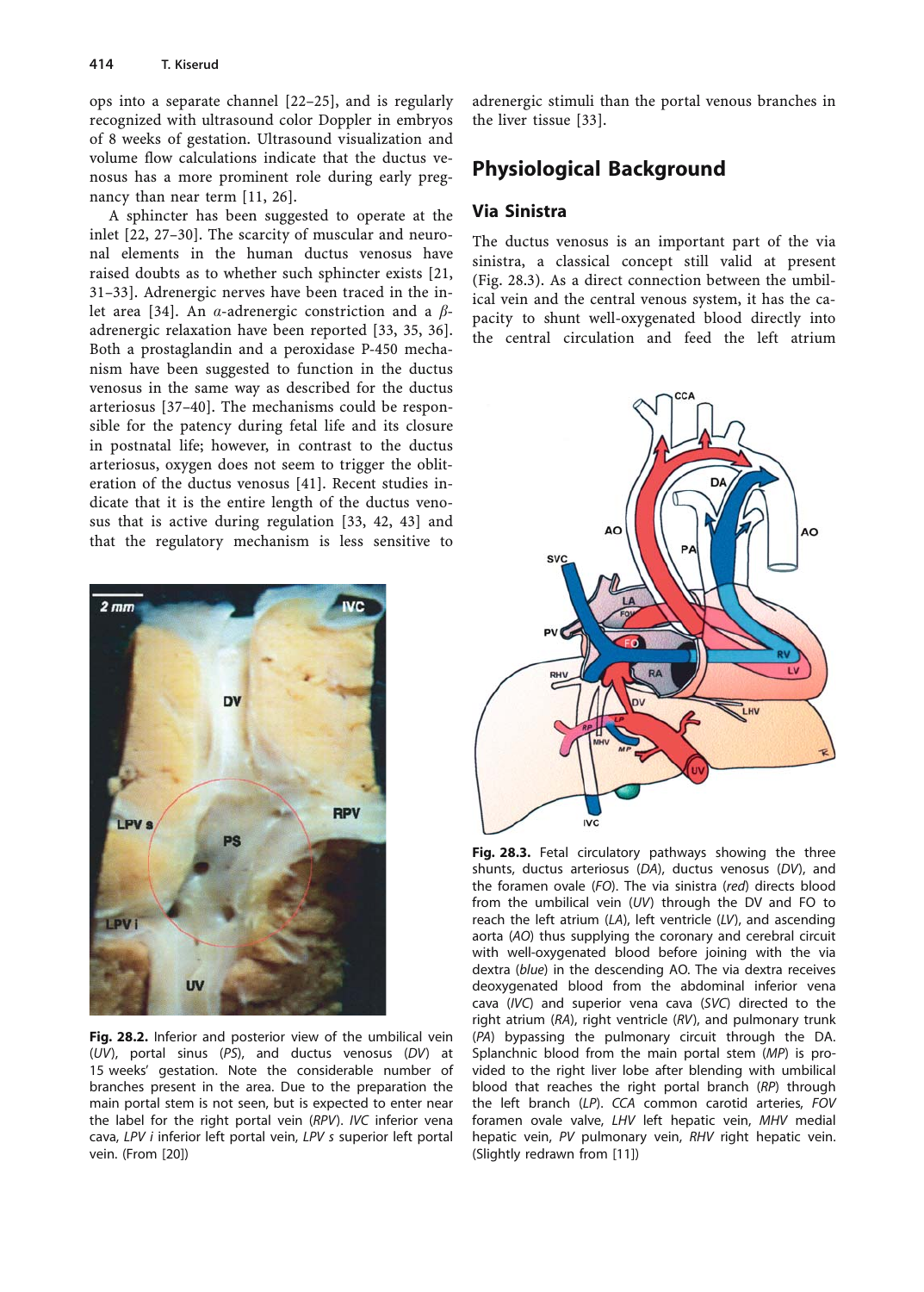ops into a separate channel [22–25], and is regularly recognized with ultrasound color Doppler in embryos of 8 weeks of gestation. Ultrasound visualization and volume flow calculations indicate that the ductus venosus has a more prominent role during early pregnancy than near term [11, 26].

A sphincter has been suggested to operate at the inlet [22, 27–30]. The scarcity of muscular and neuronal elements in the human ductus venosus have raised doubts as to whether such sphincter exists [21, 31–33]. Adrenergic nerves have been traced in the inlet area [34]. An $\alpha$-adrenergic constriction and a $\beta$-adrenergic relaxation have been reported [33, 35, 36]. Both a prostaglandin and a peroxidase P-450 mechanism have been suggested to function in the ductus venosus in the same way as described for the ductus arteriosus [37–40]. The mechanisms could be responsible for the patency during fetal life and its closure in postnatal life; however, in contrast to the ductus arteriosus, oxygen does not seem to trigger the obliteration of the ductus venosus [41]. Recent studies indicate that it is the entire length of the ductus venosus that is active during regulation [33, 42, 43] and that the regulatory mechanism is less sensitive to adrenergic stimuli than the portal venous branches in the liver tissue [33].

**Fig. 28.2.** Inferior and posterior view of the umbilical vein (*UV*), portal sinus (*PS*), and ductus venosus (*DV*) at 15 weeks' gestation. Note the considerable number of branches present in the area. Due to the preparation the main portal stem is not seen, but is expected to enter near the label for the right portal vein (*RPV*). *IVC* inferior vena cava, *LPV i* inferior left portal vein, *LPV s* superior left portal vein. (From [20])

## Physiological Background

### Via Sinistra

The ductus venosus is an important part of the via sinistra, a classical concept still valid at present (Fig. 28.3). As a direct connection between the umbilical vein and the central venous system, it has the capacity to shunt well-oxygenated blood directly into the central circulation and feed the left atrium

**Fig. 28.3.** Fetal circulatory pathways showing the three shunts, ductus arteriosus (*DA*), ductus venosus (*DV*), and the foramen ovale (*FO*). The via sinistra (*red*) directs blood from the umbilical vein (*UV*) through the DV and FO to reach the left atrium (*LA*), left ventricle (*LV*), and ascending aorta (*AO*) thus supplying the coronary and cerebral circuit with well-oxygenated blood before joining with the via dextra (*blue*) in the descending AO. The via dextra receives deoxygenated blood from the abdominal inferior vena cava (*IVC*) and superior vena cava (*SVC*) directed to the right atrium (*RA*), right ventricle (*RV*), and pulmonary trunk (*PA*) bypassing the pulmonary circuit through the DA. Splanchnic blood from the main portal stem (*MP*) is provided to the right liver lobe after blending with umbilical blood that reaches the right portal branch (*RP*) through the left branch (*LP*). *CCA* common carotid arteries, *FOV* foramen ovale valve, *LHV* left hepatic vein, *MHV* medial hepatic vein, *PV* pulmonary vein, *RHV* right hepatic vein. (Slightly redrawn from [11])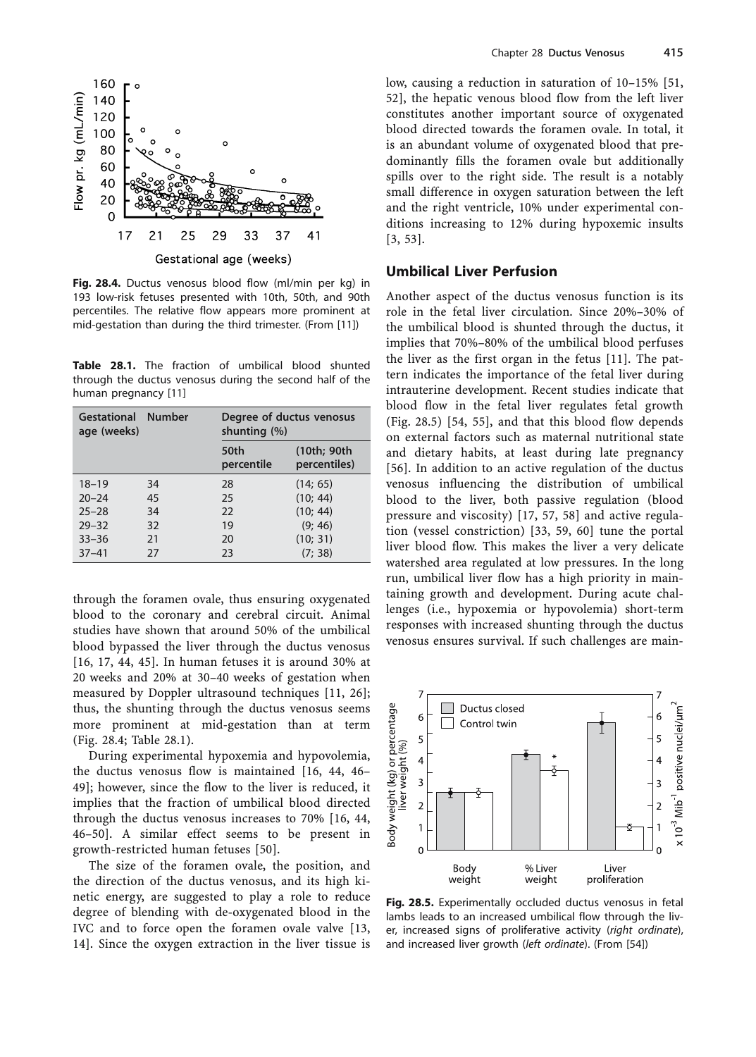Fig. 28.4. Ductus venosus blood flow (ml/min per kg) in 193 low-risk fetuses presented with 10th, 50th, and 90th percentiles. The relative flow appears more prominent at mid-gestation than during the third trimester. (From [11])

**Table 28.1.** The fraction of umbilical blood shunted through the ductus venosus during the second half of the human pregnancy [11]

| Gestational age (weeks) | Number | Degree of ductus venosus shunting (%) | |
|---|---|---|---|
| | | 50th percentile | (10th; 90th percentiles) |
| 18–19 | 34 | 28 | (14; 65) |
| 20–24 | 45 | 25 | (10; 44) |
| 25–28 | 34 | 22 | (10; 44) |
| 29–32 | 32 | 19 | (9; 46) |
| 33–36 | 21 | 20 | (10; 31) |
| 37–41 | 27 | 23 | (7; 38) |

through the foramen ovale, thus ensuring oxygenated blood to the coronary and cerebral circuit. Animal studies have shown that around 50% of the umbilical blood bypassed the liver through the ductus venosus [16, 17, 44, 45]. In human fetuses it is around 30% at 20 weeks and 20% at 30–40 weeks of gestation when measured by Doppler ultrasound techniques [11, 26]; thus, the shunting through the ductus venosus seems more prominent at mid-gestation than at term (Fig. 28.4; Table 28.1).

During experimental hypoxemia and hypovolemia, the ductus venosus flow is maintained [16, 44, 46–49]; however, since the flow to the liver is reduced, it implies that the fraction of umbilical blood directed through the ductus venosus increases to 70% [16, 44, 46–50]. A similar effect seems to be present in growth-restricted human fetuses [50].

The size of the foramen ovale, the position, and the direction of the ductus venosus, and its high kinetic energy, are suggested to play a role to reduce degree of blending with de-oxygenated blood in the IVC and to force open the foramen ovale valve [13, 14]. Since the oxygen extraction in the liver tissue is low, causing a reduction in saturation of 10–15% [51, 52], the hepatic venous blood flow from the left liver constitutes another important source of oxygenated blood directed towards the foramen ovale. In total, it is an abundant volume of oxygenated blood that predominantly fills the foramen ovale but additionally spills over to the right side. The result is a notably small difference in oxygen saturation between the left and the right ventricle, 10% under experimental conditions increasing to 12% during hypoxemic insults [3, 53].

## Umbilical Liver Perfusion

Another aspect of the ductus venosus function is its role in the fetal liver circulation. Since 20%–30% of the umbilical blood is shunted through the ductus, it implies that 70%–80% of the umbilical blood perfuses the liver as the first organ in the fetus [11]. The pattern indicates the importance of the fetal liver during intrauterine development. Recent studies indicate that blood flow in the fetal liver regulates fetal growth (Fig. 28.5) [54, 55], and that this blood flow depends on external factors such as maternal nutritional state and dietary habits, at least during late pregnancy [56]. In addition to an active regulation of the ductus venosus influencing the distribution of umbilical blood to the liver, both passive regulation (blood pressure and viscosity) [17, 57, 58] and active regulation (vessel constriction) [33, 59, 60] tune the portal liver blood flow. This makes the liver a very delicate watershed area regulated at low pressures. In the long run, umbilical liver flow has a high priority in maintaining growth and development. During acute challenges (i.e., hypoxemia or hypovolemia) short-term responses with increased shunting through the ductus venosus ensures survival. If such challenges are main-

**Fig. 28.5.** Experimentally occluded ductus venosus in fetal lambs leads to an increased umbilical flow through the liver, increased signs of proliferative activity (*right ordinate*), and increased liver growth (*left ordinate*). (From [54])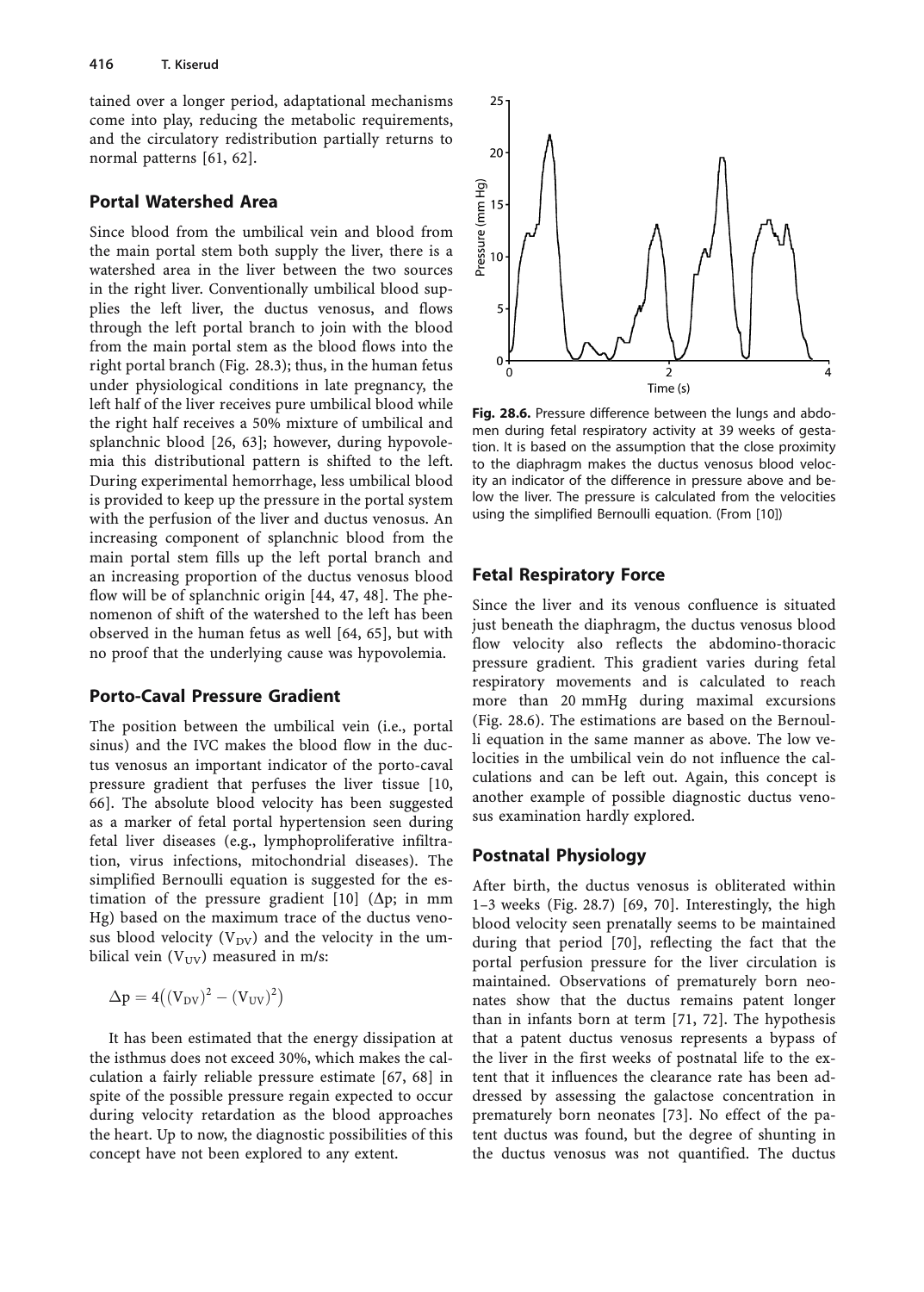tained over a longer period, adaptational mechanisms come into play, reducing the metabolic requirements, and the circulatory redistribution partially returns to normal patterns [61, 62].

## Portal Watershed Area

Since blood from the umbilical vein and blood from the main portal stem both supply the liver, there is a watershed area in the liver between the two sources in the right liver. Conventionally umbilical blood supplies the left liver, the ductus venosus, and flows through the left portal branch to join with the blood from the main portal stem as the blood flows into the right portal branch (Fig. 28.3); thus, in the human fetus under physiological conditions in late pregnancy, the left half of the liver receives pure umbilical blood while the right half receives a 50% mixture of umbilical and splanchnic blood [26, 63]; however, during hypovolemia this distributional pattern is shifted to the left. During experimental hemorrhage, less umbilical blood is provided to keep up the pressure in the portal system with the perfusion of the liver and ductus venosus. An increasing component of splanchnic blood from the main portal stem fills up the left portal branch and an increasing proportion of the ductus venosus blood flow will be of splanchnic origin [44, 47, 48]. The phenomenon of shift of the watershed to the left has been observed in the human fetus as well [64, 65], but with no proof that the underlying cause was hypovolemia.

## Porto-Caval Pressure Gradient

The position between the umbilical vein (i.e., portal sinus) and the IVC makes the blood flow in the ductus venosus an important indicator of the porto-caval pressure gradient that perfuses the liver tissue [10, 66]. The absolute blood velocity has been suggested as a marker of fetal portal hypertension seen during fetal liver diseases (e.g., lymphoproliferative infiltration, virus infections, mitochondrial diseases). The simplified Bernoulli equation is suggested for the estimation of the pressure gradient [10] ($\Delta p$; in mm Hg) based on the maximum trace of the ductus venosus blood velocity ($V_{DV}$) and the velocity in the umbilical vein ($V_{UV}$) measured in m/s:

$$\Delta p = 4\left((V_{DV})^2 - (V_{UV})^2\right)$$

It has been estimated that the energy dissipation at the isthmus does not exceed 30%, which makes the calculation a fairly reliable pressure estimate [67, 68] in spite of the possible pressure regain expected to occur during velocity retardation as the blood approaches the heart. Up to now, the diagnostic possibilities of this concept have not been explored to any extent.

**Fig. 28.6.** Pressure difference between the lungs and abdomen during fetal respiratory activity at 39 weeks of gestation. It is based on the assumption that the close proximity to the diaphragm makes the ductus venosus blood velocity an indicator of the difference in pressure above and below the liver. The pressure is calculated from the velocities using the simplified Bernoulli equation. (From [10])

## Fetal Respiratory Force

Since the liver and its venous confluence is situated just beneath the diaphragm, the ductus venosus blood flow velocity also reflects the abdomino-thoracic pressure gradient. This gradient varies during fetal respiratory movements and is calculated to reach more than 20 mmHg during maximal excursions (Fig. 28.6). The estimations are based on the Bernoulli equation in the same manner as above. The low velocities in the umbilical vein do not influence the calculations and can be left out. Again, this concept is another example of possible diagnostic ductus venosus examination hardly explored.

## Postnatal Physiology

After birth, the ductus venosus is obliterated within 1–3 weeks (Fig. 28.7) [69, 70]. Interestingly, the high blood velocity seen prenatally seems to be maintained during that period [70], reflecting the fact that the portal perfusion pressure for the liver circulation is maintained. Observations of prematurely born neonates show that the ductus remains patent longer than in infants born at term [71, 72]. The hypothesis that a patent ductus venosus represents a bypass of the liver in the first weeks of postnatal life to the extent that it influences the clearance rate has been addressed by assessing the galactose concentration in prematurely born neonates [73]. No effect of the patent ductus was found, but the degree of shunting in the ductus venosus was not quantified. The ductus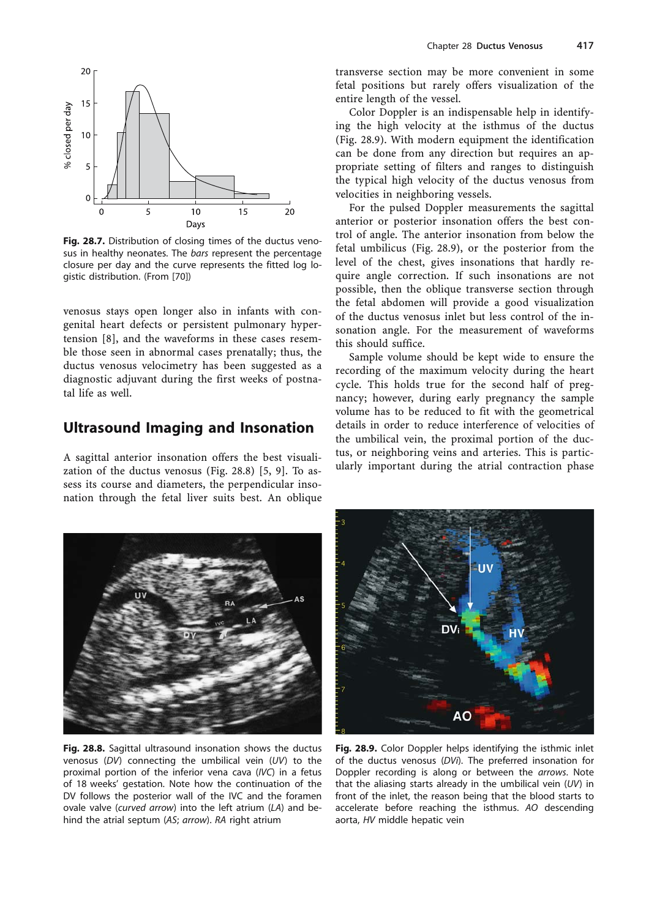Fig. 28.7. Distribution of closing times of the ductus venosus in healthy neonates. The *bars* represent the percentage closure per day and the curve represents the fitted log logistic distribution. (From [70])

venosus stays open longer also in infants with congenital heart defects or persistent pulmonary hypertension [8], and the waveforms in these cases resemble those seen in abnormal cases prenatally; thus, the ductus venosus velocimetry has been suggested as a diagnostic adjuvant during the first weeks of postnatal life as well.

## Ultrasound Imaging and Insonation

A sagittal anterior insonation offers the best visualization of the ductus venosus (Fig. 28.8) [5, 9]. To assess its course and diameters, the perpendicular insonation through the fetal liver suits best. An oblique transverse section may be more convenient in some fetal positions but rarely offers visualization of the entire length of the vessel.

Color Doppler is an indispensable help in identifying the high velocity at the isthmus of the ductus (Fig. 28.9). With modern equipment the identification can be done from any direction but requires an appropriate setting of filters and ranges to distinguish the typical high velocity of the ductus venosus from velocities in neighboring vessels.

For the pulsed Doppler measurements the sagittal anterior or posterior insonation offers the best control of angle. The anterior insonation from below the fetal umbilicus (Fig. 28.9), or the posterior from the level of the chest, gives insonations that hardly require angle correction. If such insonations are not possible, then the oblique transverse section through the fetal abdomen will provide a good visualization of the ductus venosus inlet but less control of the insonation angle. For the measurement of waveforms this should suffice.

Sample volume should be kept wide to ensure the recording of the maximum velocity during the heart cycle. This holds true for the second half of pregnancy; however, during early pregnancy the sample volume has to be reduced to fit with the geometrical details in order to reduce interference of velocities of the umbilical vein, the proximal portion of the ductus, or neighboring veins and arteries. This is particularly important during the atrial contraction phase

Fig. 28.8. Sagittal ultrasound insonation shows the ductus venosus (*DV*) connecting the umbilical vein (*UV*) to the proximal portion of the inferior vena cava (*IVC*) in a fetus of 18 weeks' gestation. Note how the continuation of the DV follows the posterior wall of the IVC and the foramen ovale valve (*curved arrow*) into the left atrium (*LA*) and behind the atrial septum (*AS*; *arrow*). *RA* right atrium

Fig. 28.9. Color Doppler helps identifying the isthmic inlet of the ductus venosus (*DVi*). The preferred insonation for Doppler recording is along or between the *arrows*. Note that the aliasing starts already in the umbilical vein (*UV*) in front of the inlet, the reason being that the blood starts to accelerate before reaching the isthmus. *AO* descending aorta, *HV* middle hepatic vein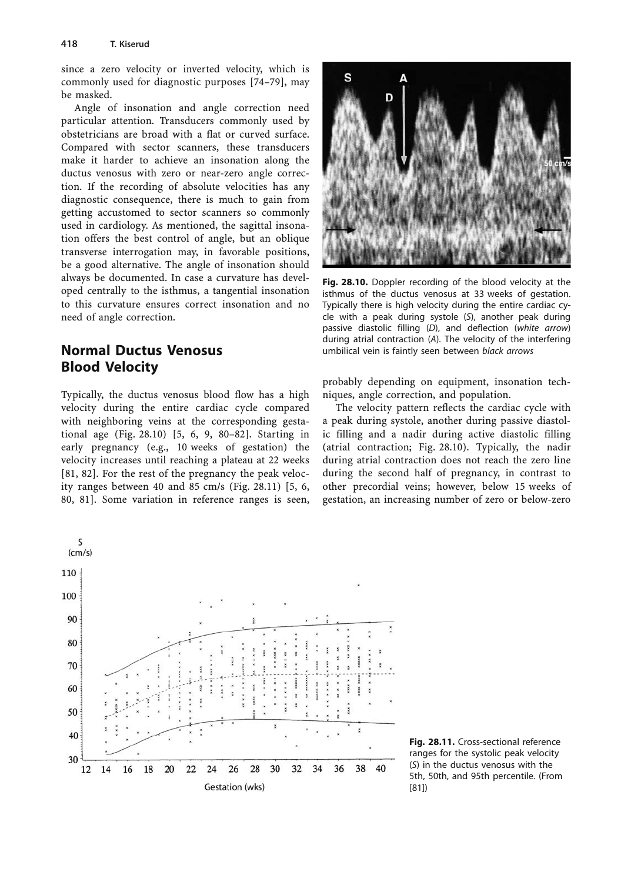since a zero velocity or inverted velocity, which is commonly used for diagnostic purposes [74–79], may be masked.

Angle of insonation and angle correction need particular attention. Transducers commonly used by obstetricians are broad with a flat or curved surface. Compared with sector scanners, these transducers make it harder to achieve an insonation along the ductus venosus with zero or near-zero angle correction. If the recording of absolute velocities has any diagnostic consequence, there is much to gain from getting accustomed to sector scanners so commonly used in cardiology. As mentioned, the sagittal insonation offers the best control of angle, but an oblique transverse interrogation may, in favorable positions, be a good alternative. The angle of insonation should always be documented. In case a curvature has developed centrally to the isthmus, a tangential insonation to this curvature ensures correct insonation and no need of angle correction.

## Normal Ductus Venosus Blood Velocity

Typically, the ductus venosus blood flow has a high velocity during the entire cardiac cycle compared with neighboring veins at the corresponding gestational age (Fig. 28.10) [5, 6, 9, 80–82]. Starting in early pregnancy (e.g., 10 weeks of gestation) the velocity increases until reaching a plateau at 22 weeks [81, 82]. For the rest of the pregnancy the peak velocity ranges between 40 and 85 cm/s (Fig. 28.11) [5, 6, 80, 81]. Some variation in reference ranges is seen, probably depending on equipment, insonation techniques, angle correction, and population.

**Fig. 28.10.** Doppler recording of the blood velocity at the isthmus of the ductus venosus at 33 weeks of gestation. Typically there is high velocity during the entire cardiac cycle with a peak during systole (*S*), another peak during passive diastolic filling (*D*), and deflection (*white arrow*) during atrial contraction (*A*). The velocity of the interfering umbilical vein is faintly seen between *black arrows*

The velocity pattern reflects the cardiac cycle with a peak during systole, another during passive diastolic filling and a nadir during active diastolic filling (atrial contraction; Fig. 28.10). Typically, the nadir during atrial contraction does not reach the zero line during the second half of pregnancy, in contrast to other precordial veins; however, below 15 weeks of gestation, an increasing number of zero or below-zero

**Fig. 28.11.** Cross-sectional reference ranges for the systolic peak velocity (*S*) in the ductus venosus with the 5th, 50th, and 95th percentile. (From [81])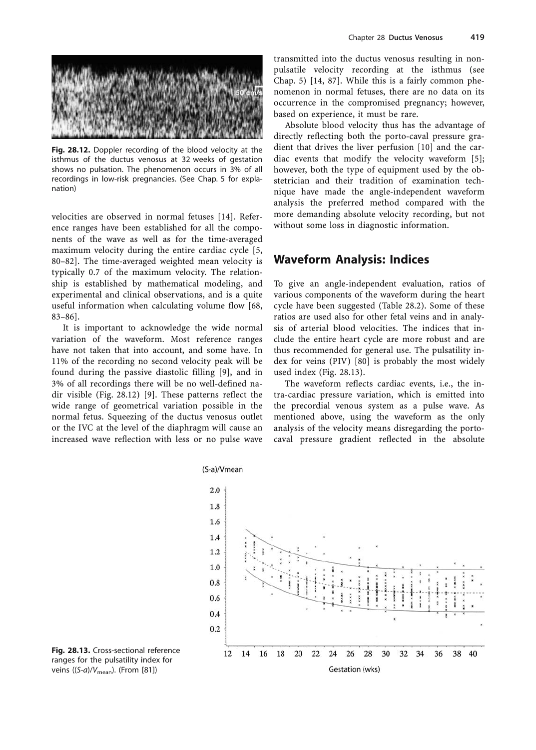Fig. 28.12. Doppler recording of the blood velocity at the isthmus of the ductus venosus at 32 weeks of gestation shows no pulsation. The phenomenon occurs in 3% of all recordings in low-risk pregnancies. (See Chap. 5 for explanation)

velocities are observed in normal fetuses [14]. Reference ranges have been established for all the components of the wave as well as for the time-averaged maximum velocity during the entire cardiac cycle [5, 80–82]. The time-averaged weighted mean velocity is typically 0.7 of the maximum velocity. The relationship is established by mathematical modeling, and experimental and clinical observations, and is a quite useful information when calculating volume flow [68, 83–86].

It is important to acknowledge the wide normal variation of the waveform. Most reference ranges have not taken that into account, and some have. In 11% of the recording no second velocity peak will be found during the passive diastolic filling [9], and in 3% of all recordings there will be no well-defined nadir visible (Fig. 28.12) [9]. These patterns reflect the wide range of geometrical variation possible in the normal fetus. Squeezing of the ductus venosus outlet or the IVC at the level of the diaphragm will cause an increased wave reflection with less or no pulse wave transmitted into the ductus venosus resulting in non-pulsatile velocity recording at the isthmus (see Chap. 5) [14, 87]. While this is a fairly common phenomenon in normal fetuses, there are no data on its occurrence in the compromised pregnancy; however, based on experience, it must be rare.

Absolute blood velocity thus has the advantage of directly reflecting both the porto-caval pressure gradient that drives the liver perfusion [10] and the cardiac events that modify the velocity waveform [5]; however, both the type of equipment used by the obstetrician and their tradition of examination technique have made the angle-independent waveform analysis the preferred method compared with the more demanding absolute velocity recording, but not without some loss in diagnostic information.

## Waveform Analysis: Indices

To give an angle-independent evaluation, ratios of various components of the waveform during the heart cycle have been suggested (Table 28.2). Some of these ratios are used also for other fetal veins and in analysis of arterial blood velocities. The indices that include the entire heart cycle are more robust and are thus recommended for general use. The pulsatility index for veins (PIV) [80] is probably the most widely used index (Fig. 28.13).

The waveform reflects cardiac events, i.e., the intra-cardiac pressure variation, which is emitted into the precordial venous system as a pulse wave. As mentioned above, using the waveform as the only analysis of the velocity means disregarding the porto-caval pressure gradient reflected in the absolute

Fig. 28.13. Cross-sectional reference ranges for the pulsatility index for veins ($(S-a)/V_{mean}$). (From [81])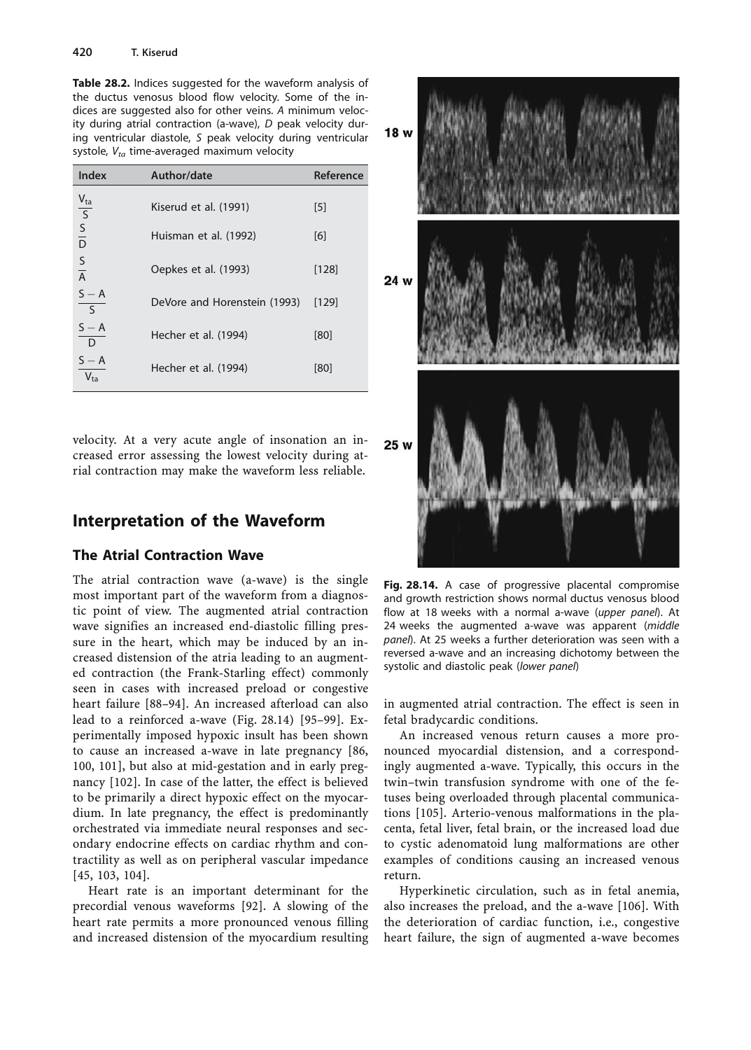**Table 28.2.** Indices suggested for the waveform analysis of the ductus venosus blood flow velocity. Some of the indices are suggested also for other veins. *A* minimum velocity during atrial contraction (a-wave), *D* peak velocity during ventricular diastole, *S* peak velocity during ventricular systole, $V_{ta}$ time-averaged maximum velocity

| Index | Author/date | Reference |
|---|---|---|
| $\frac{V_{ta}}{S}$ | Kiserud et al. (1991) | [5] |
| $\frac{S}{D}$ | Huisman et al. (1992) | [6] |
| $\frac{S}{A}$ | Oepkes et al. (1993) | [128] |
| $\frac{S-A}{S}$ | DeVore and Horenstein (1993) | [129] |
| $\frac{S-A}{D}$ | Hecher et al. (1994) | [80] |
| $\frac{S-A}{V_{ta}}$ | Hecher et al. (1994) | [80] |

velocity. At a very acute angle of insonation an increased error assessing the lowest velocity during atrial contraction may make the waveform less reliable.

## Interpretation of the Waveform

### The Atrial Contraction Wave

The atrial contraction wave (a-wave) is the single most important part of the waveform from a diagnostic point of view. The augmented atrial contraction wave signifies an increased end-diastolic filling pressure in the heart, which may be induced by an increased distension of the atria leading to an augmented contraction (the Frank-Starling effect) commonly seen in cases with increased preload or congestive heart failure [88–94]. An increased afterload can also lead to a reinforced a-wave (Fig. 28.14) [95–99]. Experimentally imposed hypoxic insult has been shown to cause an increased a-wave in late pregnancy [86, 100, 101], but also at mid-gestation and in early pregnancy [102]. In case of the latter, the effect is believed to be primarily a direct hypoxic effect on the myocardium. In late pregnancy, the effect is predominantly orchestrated via immediate neural responses and secondary endocrine effects on cardiac rhythm and contractility as well as on peripheral vascular impedance [45, 103, 104].

Heart rate is an important determinant for the precordial venous waveforms [92]. A slowing of the heart rate permits a more pronounced venous filling and increased distension of the myocardium resulting in augmented atrial contraction. The effect is seen in fetal bradycardic conditions.

**Fig. 28.14.** A case of progressive placental compromise and growth restriction shows normal ductus venosus blood flow at 18 weeks with a normal a-wave (*upper panel*). At 24 weeks the augmented a-wave was apparent (*middle panel*). At 25 weeks a further deterioration was seen with a reversed a-wave and an increasing dichotomy between the systolic and diastolic peak (*lower panel*)

An increased venous return causes a more pronounced myocardial distension, and a correspondingly augmented a-wave. Typically, this occurs in the twin–twin transfusion syndrome with one of the fetuses being overloaded through placental communications [105]. Arterio-venous malformations in the placenta, fetal liver, fetal brain, or the increased load due to cystic adenomatoid lung malformations are other examples of conditions causing an increased venous return.

Hyperkinetic circulation, such as in fetal anemia, also increases the preload, and the a-wave [106]. With the deterioration of cardiac function, i.e., congestive heart failure, the sign of augmented a-wave becomes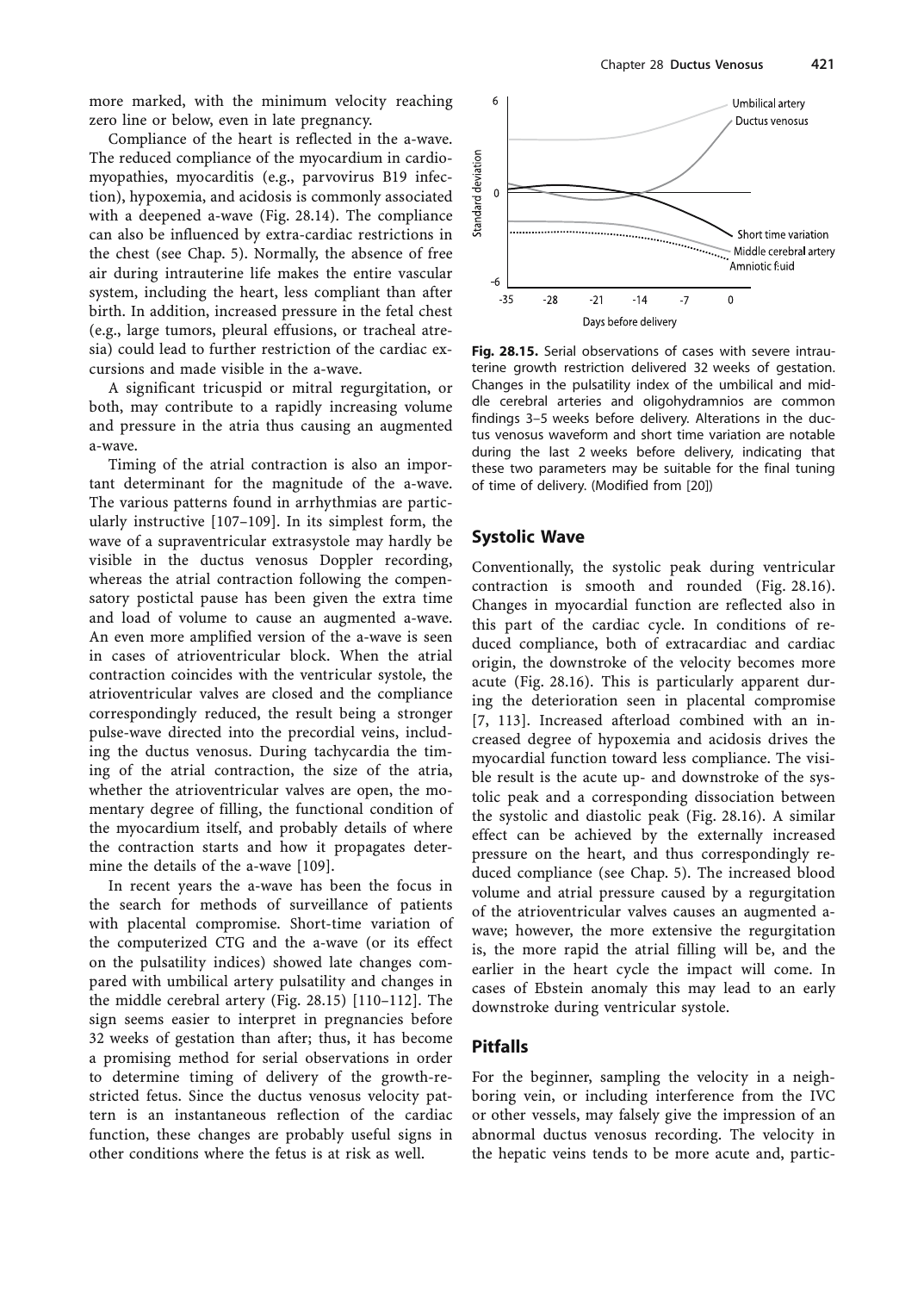more marked, with the minimum velocity reaching zero line or below, even in late pregnancy.

Compliance of the heart is reflected in the a-wave. The reduced compliance of the myocardium in cardiomyopathies, myocarditis (e.g., parvovirus B19 infection), hypoxemia, and acidosis is commonly associated with a deepened a-wave (Fig. 28.14). The compliance can also be influenced by extra-cardiac restrictions in the chest (see Chap. 5). Normally, the absence of free air during intrauterine life makes the entire vascular system, including the heart, less compliant than after birth. In addition, increased pressure in the fetal chest (e.g., large tumors, pleural effusions, or tracheal atresia) could lead to further restriction of the cardiac excursions and made visible in the a-wave.

A significant tricuspid or mitral regurgitation, or both, may contribute to a rapidly increasing volume and pressure in the atria thus causing an augmented a-wave.

Timing of the atrial contraction is also an important determinant for the magnitude of the a-wave. The various patterns found in arrhythmias are particularly instructive [107–109]. In its simplest form, the wave of a supraventricular extrasystole may hardly be visible in the ductus venosus Doppler recording, whereas the atrial contraction following the compensatory postictal pause has been given the extra time and load of volume to cause an augmented a-wave. An even more amplified version of the a-wave is seen in cases of atrioventricular block. When the atrial contraction coincides with the ventricular systole, the atrioventricular valves are closed and the compliance correspondingly reduced, the result being a stronger pulse-wave directed into the precordial veins, including the ductus venosus. During tachycardia the timing of the atrial contraction, the size of the atria, whether the atrioventricular valves are open, the momentary degree of filling, the functional condition of the myocardium itself, and probably details of where the contraction starts and how it propagates determine the details of the a-wave [109].

In recent years the a-wave has been the focus in the search for methods of surveillance of patients with placental compromise. Short-time variation of the computerized CTG and the a-wave (or its effect on the pulsatility indices) showed late changes compared with umbilical artery pulsatility and changes in the middle cerebral artery (Fig. 28.15) [110–112]. The sign seems easier to interpret in pregnancies before 32 weeks of gestation than after; thus, it has become a promising method for serial observations in order to determine timing of delivery of the growth-restricted fetus. Since the ductus venosus velocity pattern is an instantaneous reflection of the cardiac function, these changes are probably useful signs in other conditions where the fetus is at risk as well.

**Fig. 28.15.** Serial observations of cases with severe intrauterine growth restriction delivered 32 weeks of gestation. Changes in the pulsatility index of the umbilical and middle cerebral arteries and oligohydramnios are common findings 3–5 weeks before delivery. Alterations in the ductus venosus waveform and short time variation are notable during the last 2 weeks before delivery, indicating that these two parameters may be suitable for the final tuning of time of delivery. (Modified from [20])

## Systolic Wave

Conventionally, the systolic peak during ventricular contraction is smooth and rounded (Fig. 28.16). Changes in myocardial function are reflected also in this part of the cardiac cycle. In conditions of reduced compliance, both of extracardiac and cardiac origin, the downstroke of the velocity becomes more acute (Fig. 28.16). This is particularly apparent during the deterioration seen in placental compromise [7, 113]. Increased afterload combined with an increased degree of hypoxemia and acidosis drives the myocardial function toward less compliance. The visible result is the acute up- and downstroke of the systolic peak and a corresponding dissociation between the systolic and diastolic peak (Fig. 28.16). A similar effect can be achieved by the externally increased pressure on the heart, and thus correspondingly reduced compliance (see Chap. 5). The increased blood volume and atrial pressure caused by a regurgitation of the atrioventricular valves causes an augmented a-wave; however, the more extensive the regurgitation is, the more rapid the atrial filling will be, and the earlier in the heart cycle the impact will come. In cases of Ebstein anomaly this may lead to an early downstroke during ventricular systole.

## Pitfalls

For the beginner, sampling the velocity in a neighboring vein, or including interference from the IVC or other vessels, may falsely give the impression of an abnormal ductus venosus recording. The velocity in the hepatic veins tends to be more acute and, partic-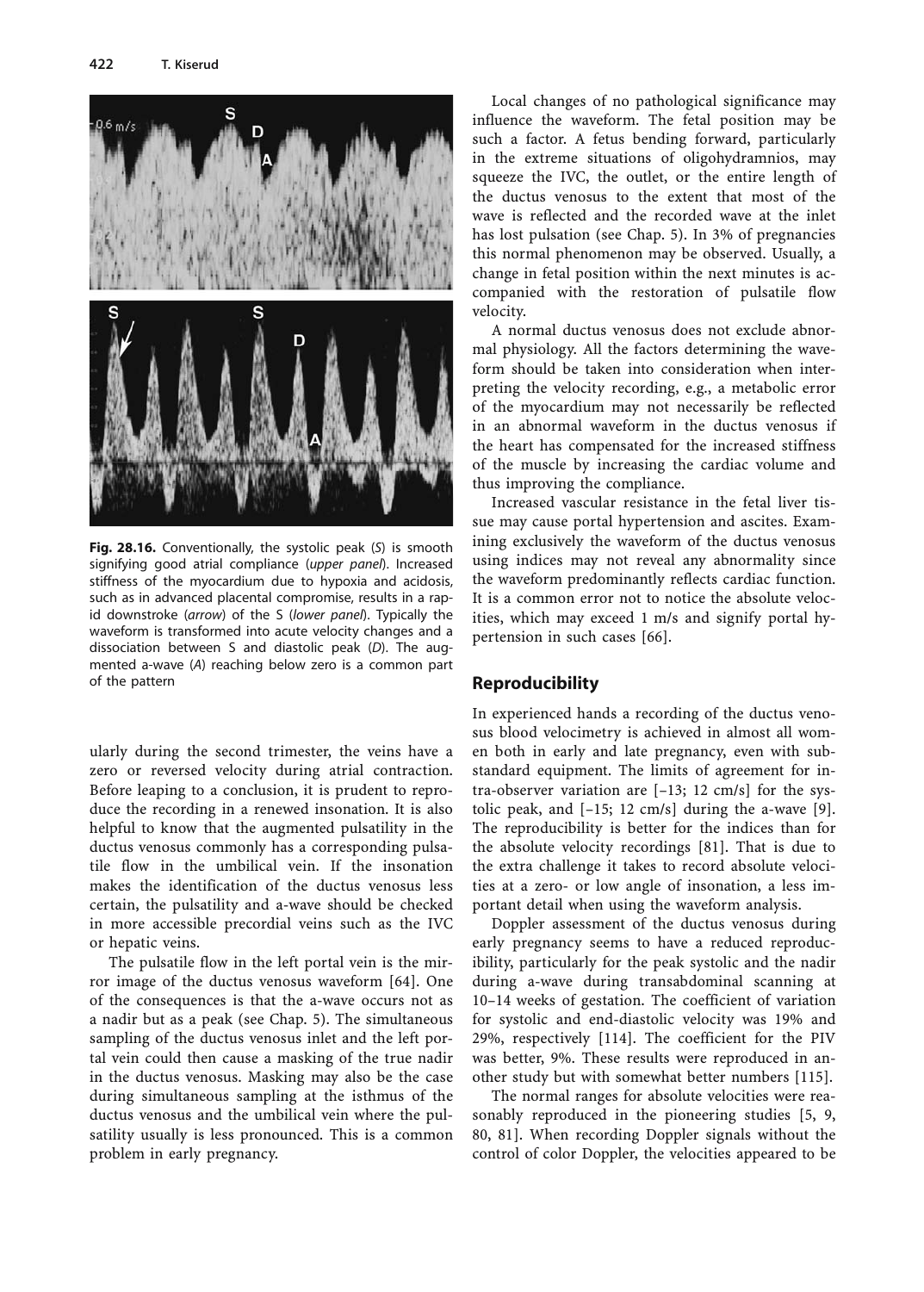**Fig. 28.16.** Conventionally, the systolic peak (*S*) is smooth signifying good atrial compliance (*upper panel*). Increased stiffness of the myocardium due to hypoxia and acidosis, such as in advanced placental compromise, results in a rapid downstroke (*arrow*) of the S (*lower panel*). Typically the waveform is transformed into acute velocity changes and a dissociation between S and diastolic peak (*D*). The augmented a-wave (*A*) reaching below zero is a common part of the pattern

ularly during the second trimester, the veins have a zero or reversed velocity during atrial contraction. Before leaping to a conclusion, it is prudent to reproduce the recording in a renewed insonation. It is also helpful to know that the augmented pulsatility in the ductus venosus commonly has a corresponding pulsatile flow in the umbilical vein. If the insonation makes the identification of the ductus venosus less certain, the pulsatility and a-wave should be checked in more accessible precordial veins such as the IVC or hepatic veins.

The pulsatile flow in the left portal vein is the mirror image of the ductus venosus waveform [64]. One of the consequences is that the a-wave occurs not as a nadir but as a peak (see Chap. 5). The simultaneous sampling of the ductus venosus inlet and the left portal vein could then cause a masking of the true nadir in the ductus venosus. Masking may also be the case during simultaneous sampling at the isthmus of the ductus venosus and the umbilical vein where the pulsatility usually is less pronounced. This is a common problem in early pregnancy.

Local changes of no pathological significance may influence the waveform. The fetal position may be such a factor. A fetus bending forward, particularly in the extreme situations of oligohydramnios, may squeeze the IVC, the outlet, or the entire length of the ductus venosus to the extent that most of the wave is reflected and the recorded wave at the inlet has lost pulsation (see Chap. 5). In 3% of pregnancies this normal phenomenon may be observed. Usually, a change in fetal position within the next minutes is accompanied with the restoration of pulsatile flow velocity.

A normal ductus venosus does not exclude abnormal physiology. All the factors determining the waveform should be taken into consideration when interpreting the velocity recording, e.g., a metabolic error of the myocardium may not necessarily be reflected in an abnormal waveform in the ductus venosus if the heart has compensated for the increased stiffness of the muscle by increasing the cardiac volume and thus improving the compliance.

Increased vascular resistance in the fetal liver tissue may cause portal hypertension and ascites. Examining exclusively the waveform of the ductus venosus using indices may not reveal any abnormality since the waveform predominantly reflects cardiac function. It is a common error not to notice the absolute velocities, which may exceed 1 m/s and signify portal hypertension in such cases [66].

## Reproducibility

In experienced hands a recording of the ductus venosus blood velocimetry is achieved in almost all women both in early and late pregnancy, even with substandard equipment. The limits of agreement for intra-observer variation are [–13; 12 cm/s] for the systolic peak, and [–15; 12 cm/s] during the a-wave [9]. The reproducibility is better for the indices than for the absolute velocity recordings [81]. That is due to the extra challenge it takes to record absolute velocities at a zero- or low angle of insonation, a less important detail when using the waveform analysis.

Doppler assessment of the ductus venosus during early pregnancy seems to have a reduced reproducibility, particularly for the peak systolic and the nadir during a-wave during transabdominal scanning at 10–14 weeks of gestation. The coefficient of variation for systolic and end-diastolic velocity was 19% and 29%, respectively [114]. The coefficient for the PIV was better, 9%. These results were reproduced in another study but with somewhat better numbers [115].

The normal ranges for absolute velocities were reasonably reproduced in the pioneering studies [5, 9, 80, 81]. When recording Doppler signals without the control of color Doppler, the velocities appeared to be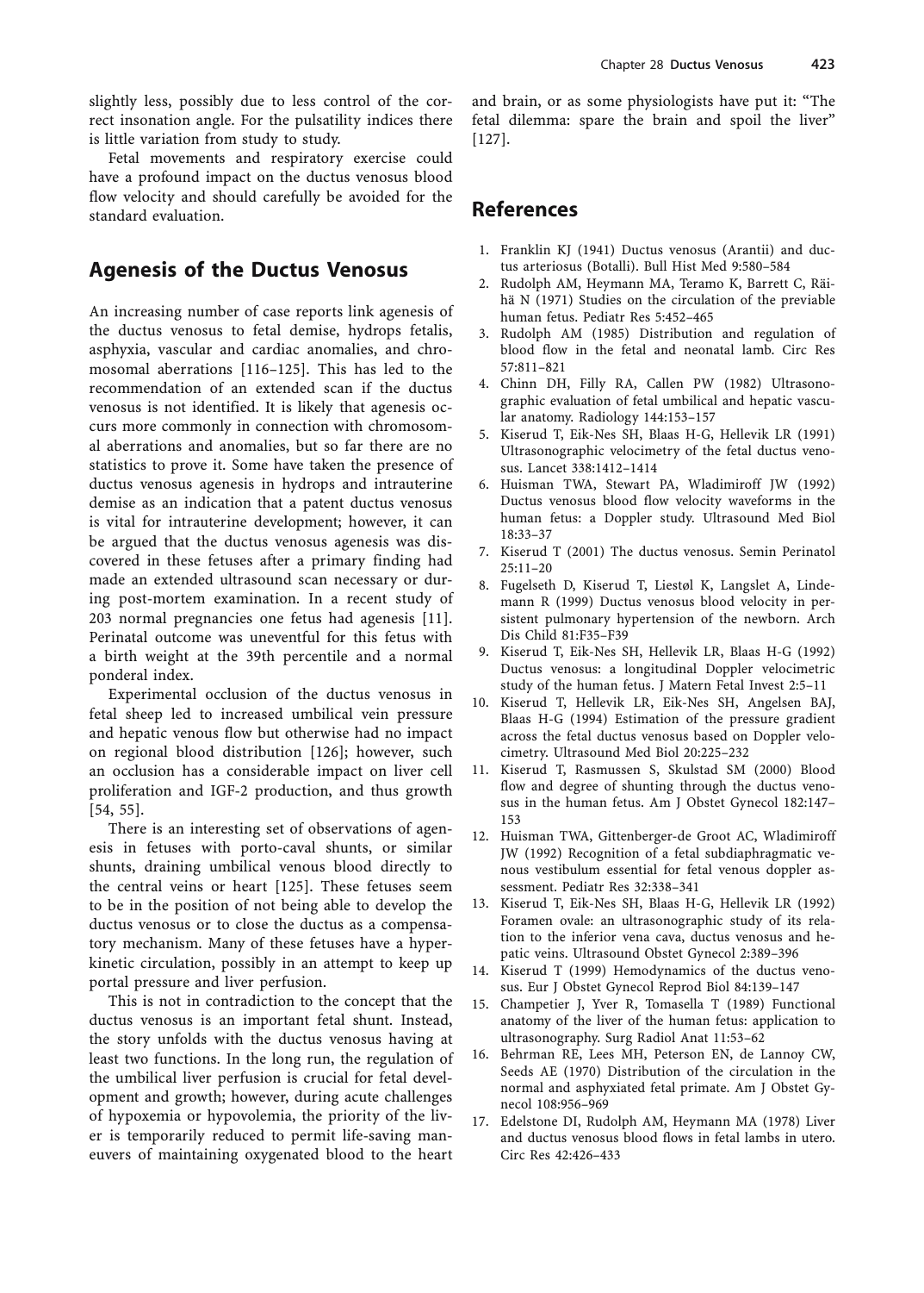slightly less, possibly due to less control of the correct insonation angle. For the pulsatility indices there is little variation from study to study.

Fetal movements and respiratory exercise could have a profound impact on the ductus venosus blood flow velocity and should carefully be avoided for the standard evaluation.

## Agenesis of the Ductus Venosus

An increasing number of case reports link agenesis of the ductus venosus to fetal demise, hydrops fetalis, asphyxia, vascular and cardiac anomalies, and chromosomal aberrations [116–125]. This has led to the recommendation of an extended scan if the ductus venosus is not identified. It is likely that agenesis occurs more commonly in connection with chromosomal aberrations and anomalies, but so far there are no statistics to prove it. Some have taken the presence of ductus venosus agenesis in hydrops and intrauterine demise as an indication that a patent ductus venosus is vital for intrauterine development; however, it can be argued that the ductus venosus agenesis was discovered in these fetuses after a primary finding had made an extended ultrasound scan necessary or during post-mortem examination. In a recent study of 203 normal pregnancies one fetus had agenesis [11]. Perinatal outcome was uneventful for this fetus with a birth weight at the 39th percentile and a normal ponderal index.

Experimental occlusion of the ductus venosus in fetal sheep led to increased umbilical vein pressure and hepatic venous flow but otherwise had no impact on regional blood distribution [126]; however, such an occlusion has a considerable impact on liver cell proliferation and IGF-2 production, and thus growth [54, 55].

There is an interesting set of observations of agenesis in fetuses with porto-caval shunts, or similar shunts, draining umbilical venous blood directly to the central veins or heart [125]. These fetuses seem to be in the position of not being able to develop the ductus venosus or to close the ductus as a compensatory mechanism. Many of these fetuses have a hyperkinetic circulation, possibly in an attempt to keep up portal pressure and liver perfusion.

This is not in contradiction to the concept that the ductus venosus is an important fetal shunt. Instead, the story unfolds with the ductus venosus having at least two functions. In the long run, the regulation of the umbilical liver perfusion is crucial for fetal development and growth; however, during acute challenges of hypoxemia or hypovolemia, the priority of the liver is temporarily reduced to permit life-saving maneuvers of maintaining oxygenated blood to the heart and brain, or as some physiologists have put it: "The fetal dilemma: spare the brain and spoil the liver" [127].

## References

1. Franklin KJ (1941) Ductus venosus (Arantii) and ductus arteriosus (Botalli). Bull Hist Med 9:580–584
2. Rudolph AM, Heymann MA, Teramo K, Barrett C, Räihä N (1971) Studies on the circulation of the previable human fetus. Pediatr Res 5:452–465
3. Rudolph AM (1985) Distribution and regulation of blood flow in the fetal and neonatal lamb. Circ Res 57:811–821
4. Chinn DH, Filly RA, Callen PW (1982) Ultrasonographic evaluation of fetal umbilical and hepatic vascular anatomy. Radiology 144:153–157
5. Kiserud T, Eik-Nes SH, Blaas H-G, Hellevik LR (1991) Ultrasonographic velocimetry of the fetal ductus venosus. Lancet 338:1412–1414
6. Huisman TWA, Stewart PA, Wladimiroff JW (1992) Ductus venosus blood flow velocity waveforms in the human fetus: a Doppler study. Ultrasound Med Biol 18:33–37
7. Kiserud T (2001) The ductus venosus. Semin Perinatol 25:11–20
8. Fugelseth D, Kiserud T, Liestøl K, Langslet A, Lindemann R (1999) Ductus venosus blood velocity in persistent pulmonary hypertension of the newborn. Arch Dis Child 81:F35–F39
9. Kiserud T, Eik-Nes SH, Hellevik LR, Blaas H-G (1992) Ductus venosus: a longitudinal Doppler velocimetric study of the human fetus. J Matern Fetal Invest 2:5–11
10. Kiserud T, Hellevik LR, Eik-Nes SH, Angelsen BAJ, Blaas H-G (1994) Estimation of the pressure gradient across the fetal ductus venosus based on Doppler velocimetry. Ultrasound Med Biol 20:225–232
11. Kiserud T, Rasmussen S, Skulstad SM (2000) Blood flow and degree of shunting through the ductus venosus in the human fetus. Am J Obstet Gynecol 182:147–153
12. Huisman TWA, Gittenberger-de Groot AC, Wladimiroff JW (1992) Recognition of a fetal subdiaphragmatic venous vestibulum essential for fetal venous doppler assessment. Pediatr Res 32:338–341
13. Kiserud T, Eik-Nes SH, Blaas H-G, Hellevik LR (1992) Foramen ovale: an ultrasonographic study of its relation to the inferior vena cava, ductus venosus and hepatic veins. Ultrasound Obstet Gynecol 2:389–396
14. Kiserud T (1999) Hemodynamics of the ductus venosus. Eur J Obstet Gynecol Reprod Biol 84:139–147
15. Champetier J, Yver R, Tomasella T (1989) Functional anatomy of the liver of the human fetus: application to ultrasonography. Surg Radiol Anat 11:53–62
16. Behrman RE, Lees MH, Peterson EN, de Lannoy CW, Seeds AE (1970) Distribution of the circulation in the normal and asphyxiated fetal primate. Am J Obstet Gynecol 108:956–969
17. Edelstone DI, Rudolph AM, Heymann MA (1978) Liver and ductus venosus blood flows in fetal lambs in utero. Circ Res 42:426–433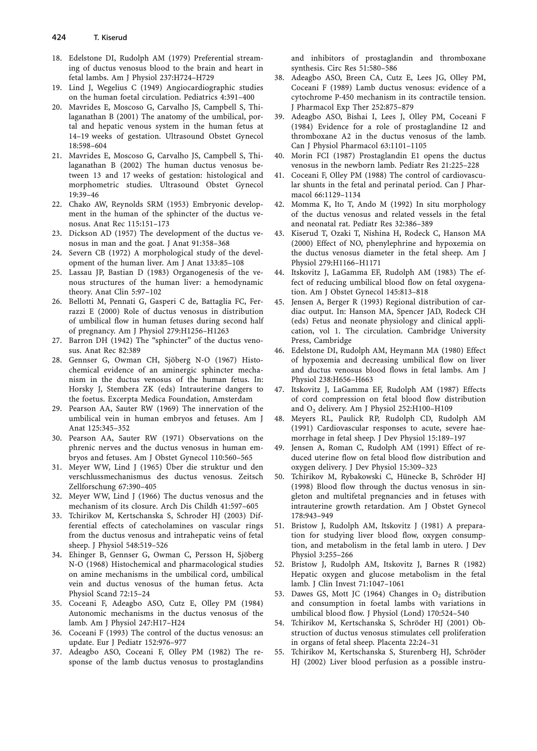18. Edelstone DI, Rudolph AM (1979) Preferential streaming of ductus venosus blood to the brain and heart in fetal lambs. Am J Physiol 237:H724–H729
19. Lind J, Wegelius C (1949) Angiocardiographic studies on the human foetal circulation. Pediatrics 4:391–400
20. Mavrides E, Moscoso G, Carvalho JS, Campbell S, Thilaganathan B (2001) The anatomy of the umbilical, portal and hepatic venous system in the human fetus at 14–19 weeks of gestation. Ultrasound Obstet Gynecol 18:598–604
21. Mavrides E, Moscoso G, Carvalho JS, Campbell S, Thilaganathan B (2002) The human ductus venosus between 13 and 17 weeks of gestation: histological and morphometric studies. Ultrasound Obstet Gynecol 19:39–46
22. Chako AW, Reynolds SRM (1953) Embryonic development in the human of the sphincter of the ductus venosus. Anat Rec 115:151–173
23. Dickson AD (1957) The development of the ductus venosus in man and the goat. J Anat 91:358–368
24. Severn CB (1972) A morphological study of the development of the human liver. Am J Anat 133:85–108
25. Lassau JP, Bastian D (1983) Organogenesis of the venous structures of the human liver: a hemodynamic theory. Anat Clin 5:97–102
26. Bellotti M, Pennati G, Gasperi C de, Battaglia FC, Ferrazzi E (2000) Role of ductus venosus in distribution of umbilical flow in human fetuses during second half of pregnancy. Am J Physiol 279:H1256–H1263
27. Barron DH (1942) The "sphincter" of the ductus venosus. Anat Rec 82:389
28. Gennser G, Owman CH, Sjöberg N-O (1967) Histochemical evidence of an aminergic sphincter mechanism in the ductus venosus of the human fetus. In: Horsky J, Stembera ZK (eds) Intrauterine dangers to the foetus. Excerpta Medica Foundation, Amsterdam
29. Pearson AA, Sauter RW (1969) The innervation of the umbilical vein in human embryos and fetuses. Am J Anat 125:345–352
30. Pearson AA, Sauter RW (1971) Observations on the phrenic nerves and the ductus venosus in human embryos and fetuses. Am J Obstet Gynecol 110:560–565
31. Meyer WW, Lind J (1965) Über die struktur und den verschlussmechanismus des ductus venosus. Zeitsch Zellforschung 67:390–405
32. Meyer WW, Lind J (1966) The ductus venosus and the mechanism of its closure. Arch Dis Childh 41:597–605
33. Tchirikov M, Kertschanska S, Schroder HJ (2003) Differential effects of catecholamines on vascular rings from the ductus venosus and intrahepatic veins of fetal sheep. J Physiol 548:519–526
34. Ehinger B, Gennser G, Owman C, Persson H, Sjöberg N-O (1968) Histochemical and pharmacological studies on amine mechanisms in the umbilical cord, umbilical vein and ductus venosus of the human fetus. Acta Physiol Scand 72:15–24
35. Coceani F, Adeagbo ASO, Cutz E, Olley PM (1984) Autonomic mechanisms in the ductus venosus of the lamb. Am J Physiol 247:H17–H24
36. Coceani F (1993) The control of the ductus venosus: an update. Eur J Pediatr 152:976–977
37. Adeagbo ASO, Coceani F, Olley PM (1982) The response of the lamb ductus venosus to prostaglandins and inhibitors of prostaglandin and thromboxane synthesis. Circ Res 51:580–586
38. Adeagbo ASO, Breen CA, Cutz E, Lees JG, Olley PM, Coceani F (1989) Lamb ductus venosus: evidence of a cytochrome P-450 mechanism in its contractile tension. J Pharmacol Exp Ther 252:875–879
39. Adeagbo ASO, Bishai I, Lees J, Olley PM, Coceani F (1984) Evidence for a role of prostaglandine I2 and thromboxane A2 in the ductus venosus of the lamb. Can J Physiol Pharmacol 63:1101–1105
40. Morin FCI (1987) Prostaglandin E1 opens the ductus venosus in the newborn lamb. Pediatr Res 21:225–228
41. Coceani F, Olley PM (1988) The control of cardiovascular shunts in the fetal and perinatal period. Can J Pharmacol 66:1129–1134
42. Momma K, Ito T, Ando M (1992) In situ morphology of the ductus venosus and related vessels in the fetal and neonatal rat. Pediatr Res 32:386–389
43. Kiserud T, Ozaki T, Nishina H, Rodeck C, Hanson MA (2000) Effect of NO, phenylephrine and hypoxemia on the ductus venosus diameter in the fetal sheep. Am J Physiol 279:H1166–H1171
44. Itskovitz J, LaGamma EF, Rudolph AM (1983) The effect of reducing umbilical blood flow on fetal oxygenation. Am J Obstet Gynecol 145:813–818
45. Jensen A, Berger R (1993) Regional distribution of cardiac output. In: Hanson MA, Spencer JAD, Rodeck CH (eds) Fetus and neonate physiology and clinical application, vol 1. The circulation. Cambridge University Press, Cambridge
46. Edelstone DI, Rudolph AM, Heymann MA (1980) Effect of hypoxemia and decreasing umbilical flow on liver and ductus venosus blood flows in fetal lambs. Am J Physiol 238:H656–H663
47. Itskovitz J, LaGamma EF, Rudolph AM (1987) Effects of cord compression on fetal blood flow distribution and $O_2$ delivery. Am J Physiol 252:H100–H109
48. Meyers RL, Paulick RP, Rudolph CD, Rudolph AM (1991) Cardiovascular responses to acute, severe haemorrhage in fetal sheep. J Dev Physiol 15:189–197
49. Jensen A, Roman C, Rudolph AM (1991) Effect of reduced uterine flow on fetal blood flow distribution and oxygen delivery. J Dev Physiol 15:309–323
50. Tchirikov M, Rybakowski C, Hünecke B, Schröder HJ (1998) Blood flow through the ductus venosus in singleton and multifetal pregnancies and in fetuses with intrauterine growth retardation. Am J Obstet Gynecol 178:943–949
51. Bristow J, Rudolph AM, Itskovitz J (1981) A preparation for studying liver blood flow, oxygen consumption, and metabolism in the fetal lamb in utero. J Dev Physiol 3:255–266
52. Bristow J, Rudolph AM, Itskovitz J, Barnes R (1982) Hepatic oxygen and glucose metabolism in the fetal lamb. J Clin Invest 71:1047–1061
53. Dawes GS, Mott JC (1964) Changes in $O_2$ distribution and consumption in foetal lambs with variations in umbilical blood flow. J Physiol (Lond) 170:524–540
54. Tchirikov M, Kertschanska S, Schröder HJ (2001) Obstruction of ductus venosus stimulates cell proliferation in organs of fetal sheep. Placenta 22:24–31
55. Tchirikov M, Kertschanska S, Sturenberg HJ, Schröder HJ (2002) Liver blood perfusion as a possible instru-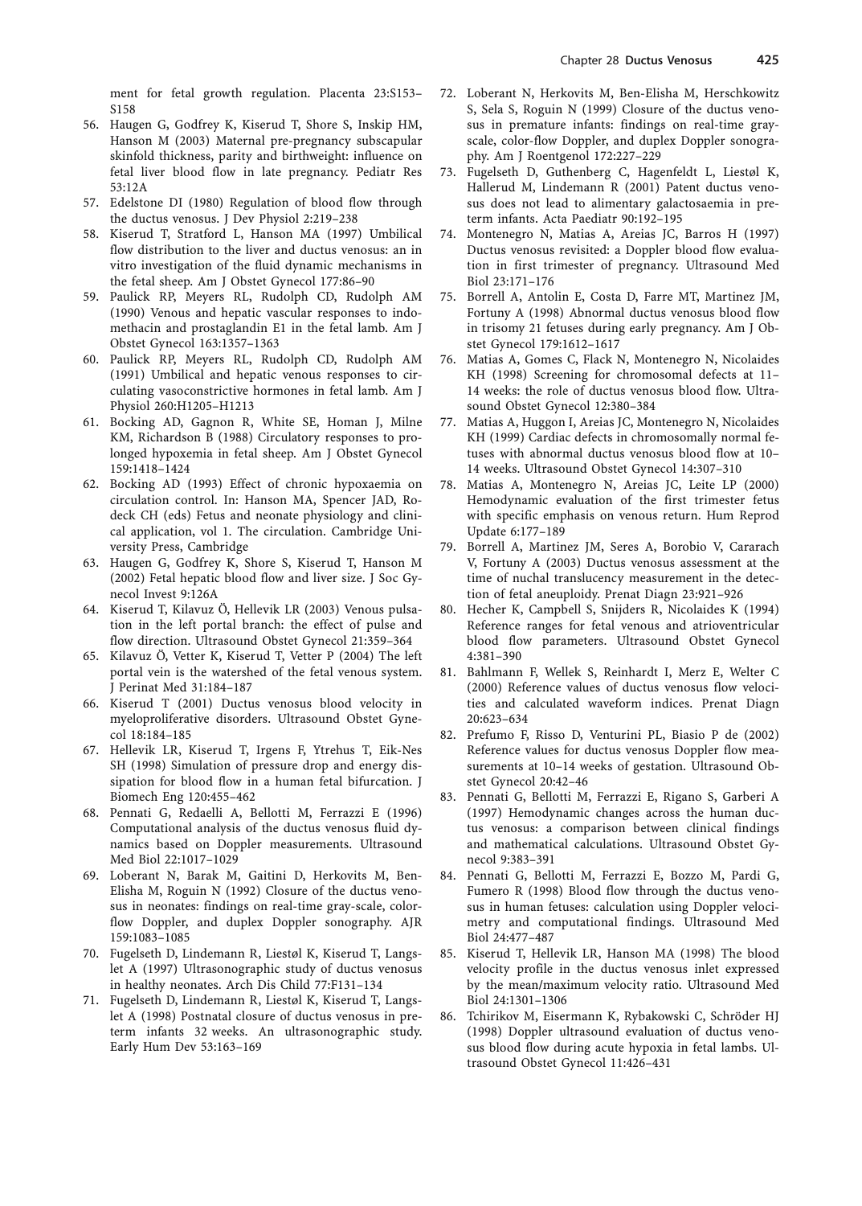ment for fetal growth regulation. Placenta 23:S153–S158

56. Haugen G, Godfrey K, Kiserud T, Shore S, Inskip HM, Hanson M (2003) Maternal pre-pregnancy subscapular skinfold thickness, parity and birthweight: influence on fetal liver blood flow in late pregnancy. Pediatr Res 53:12A
57. Edelstone DI (1980) Regulation of blood flow through the ductus venosus. J Dev Physiol 2:219–238
58. Kiserud T, Stratford L, Hanson MA (1997) Umbilical flow distribution to the liver and ductus venosus: an in vitro investigation of the fluid dynamic mechanisms in the fetal sheep. Am J Obstet Gynecol 177:86–90
59. Paulick RP, Meyers RL, Rudolph CD, Rudolph AM (1990) Venous and hepatic vascular responses to indomethacin and prostaglandin E1 in the fetal lamb. Am J Obstet Gynecol 163:1357–1363
60. Paulick RP, Meyers RL, Rudolph CD, Rudolph AM (1991) Umbilical and hepatic venous responses to circulating vasoconstrictive hormones in fetal lamb. Am J Physiol 260:H1205–H1213
61. Bocking AD, Gagnon R, White SE, Homan J, Milne KM, Richardson B (1988) Circulatory responses to prolonged hypoxemia in fetal sheep. Am J Obstet Gynecol 159:1418–1424
62. Bocking AD (1993) Effect of chronic hypoxaemia on circulation control. In: Hanson MA, Spencer JAD, Rodeck CH (eds) Fetus and neonate physiology and clinical application, vol 1. The circulation. Cambridge University Press, Cambridge
63. Haugen G, Godfrey K, Shore S, Kiserud T, Hanson M (2002) Fetal hepatic blood flow and liver size. J Soc Gynecol Invest 9:126A
64. Kiserud T, Kilavuz Ö, Hellevik LR (2003) Venous pulsation in the left portal branch: the effect of pulse and flow direction. Ultrasound Obstet Gynecol 21:359–364
65. Kilavuz Ö, Vetter K, Kiserud T, Vetter P (2004) The left portal vein is the watershed of the fetal venous system. J Perinat Med 31:184–187
66. Kiserud T (2001) Ductus venosus blood velocity in myeloproliferative disorders. Ultrasound Obstet Gynecol 18:184–185
67. Hellevik LR, Kiserud T, Irgens F, Ytrehus T, Eik-Nes SH (1998) Simulation of pressure drop and energy dissipation for blood flow in a human fetal bifurcation. J Biomech Eng 120:455–462
68. Pennati G, Redaelli A, Bellotti M, Ferrazzi E (1996) Computational analysis of the ductus venosus fluid dynamics based on Doppler measurements. Ultrasound Med Biol 22:1017–1029
69. Loberant N, Barak M, Gaitini D, Herkovits M, Ben-Elisha M, Roguin N (1992) Closure of the ductus venosus in neonates: findings on real-time gray-scale, color-flow Doppler, and duplex Doppler sonography. AJR 159:1083–1085
70. Fugelseth D, Lindemann R, Liestøl K, Kiserud T, Langslet A (1997) Ultrasonographic study of ductus venosus in healthy neonates. Arch Dis Child 77:F131–134
71. Fugelseth D, Lindemann R, Liestøl K, Kiserud T, Langslet A (1998) Postnatal closure of ductus venosus in preterm infants 32 weeks. An ultrasonographic study. Early Hum Dev 53:163–169
72. Loberant N, Herkovits M, Ben-Elisha M, Herschkowitz S, Sela S, Roguin N (1999) Closure of the ductus venosus in premature infants: findings on real-time grayscale, color-flow Doppler, and duplex Doppler sonography. Am J Roentgenol 172:227–229
73. Fugelseth D, Guthenberg C, Hagenfeldt L, Liestøl K, Hallerud M, Lindemann R (2001) Patent ductus venosus does not lead to alimentary galactosaemia in preterm infants. Acta Paediatr 90:192–195
74. Montenegro N, Matias A, Areias JC, Barros H (1997) Ductus venosus revisited: a Doppler blood flow evaluation in first trimester of pregnancy. Ultrasound Med Biol 23:171–176
75. Borrell A, Antolin E, Costa D, Farre MT, Martinez JM, Fortuny A (1998) Abnormal ductus venosus blood flow in trisomy 21 fetuses during early pregnancy. Am J Obstet Gynecol 179:1612–1617
76. Matias A, Gomes C, Flack N, Montenegro N, Nicolaides KH (1998) Screening for chromosomal defects at 11–14 weeks: the role of ductus venosus blood flow. Ultrasound Obstet Gynecol 12:380–384
77. Matias A, Huggon I, Areias JC, Montenegro N, Nicolaides KH (1999) Cardiac defects in chromosomally normal fetuses with abnormal ductus venosus blood flow at 10–14 weeks. Ultrasound Obstet Gynecol 14:307–310
78. Matias A, Montenegro N, Areias JC, Leite LP (2000) Hemodynamic evaluation of the first trimester fetus with specific emphasis on venous return. Hum Reprod Update 6:177–189
79. Borrell A, Martinez JM, Seres A, Borobio V, Cararach V, Fortuny A (2003) Ductus venosus assessment at the time of nuchal translucency measurement in the detection of fetal aneuploidy. Prenat Diagn 23:921–926
80. Hecher K, Campbell S, Snijders R, Nicolaides K (1994) Reference ranges for fetal venous and atrioventricular blood flow parameters. Ultrasound Obstet Gynecol 4:381–390
81. Bahlmann F, Wellek S, Reinhardt I, Merz E, Welter C (2000) Reference values of ductus venosus flow velocities and calculated waveform indices. Prenat Diagn 20:623–634
82. Prefumo F, Risso D, Venturini PL, Biasio P de (2002) Reference values for ductus venosus Doppler flow measurements at 10–14 weeks of gestation. Ultrasound Obstet Gynecol 20:42–46
83. Pennati G, Bellotti M, Ferrazzi E, Rigano S, Garberi A (1997) Hemodynamic changes across the human ductus venosus: a comparison between clinical findings and mathematical calculations. Ultrasound Obstet Gynecol 9:383–391
84. Pennati G, Bellotti M, Ferrazzi E, Bozzo M, Pardi G, Fumero R (1998) Blood flow through the ductus venosus in human fetuses: calculation using Doppler velocimetry and computational findings. Ultrasound Med Biol 24:477–487
85. Kiserud T, Hellevik LR, Hanson MA (1998) The blood velocity profile in the ductus venosus inlet expressed by the mean/maximum velocity ratio. Ultrasound Med Biol 24:1301–1306
86. Tchirikov M, Eisermann K, Rybakowski C, Schröder HJ (1998) Doppler ultrasound evaluation of ductus venosus blood flow during acute hypoxia in fetal lambs. Ultrasound Obstet Gynecol 11:426–431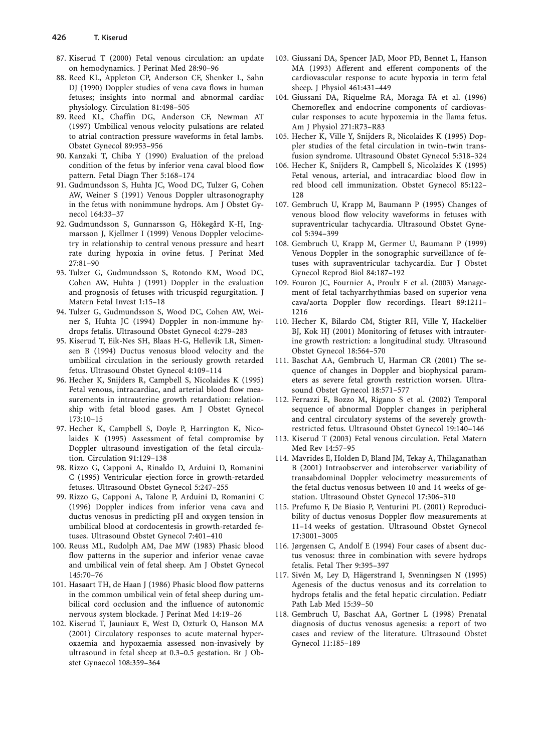87. Kiserud T (2000) Fetal venous circulation: an update on hemodynamics. J Perinat Med 28:90–96
88. Reed KL, Appleton CP, Anderson CF, Shenker L, Sahn DJ (1990) Doppler studies of vena cava flows in human fetuses; insights into normal and abnormal cardiac physiology. Circulation 81:498–505
89. Reed KL, Chaffin DG, Anderson CF, Newman AT (1997) Umbilical venous velocity pulsations are related to atrial contraction pressure waveforms in fetal lambs. Obstet Gynecol 89:953–956
90. Kanzaki T, Chiba Y (1990) Evaluation of the preload condition of the fetus by inferior vena caval blood flow pattern. Fetal Diagn Ther 5:168–174
91. Gudmundsson S, Huhta JC, Wood DC, Tulzer G, Cohen AW, Weiner S (1991) Venous Doppler ultrasonography in the fetus with nonimmune hydrops. Am J Obstet Gynecol 164:33–37
92. Gudmundsson S, Gunnarsson G, Hökegård K-H, Ingmarsson J, Kjellmer I (1999) Venous Doppler velocimetry in relationship to central venous pressure and heart rate during hypoxia in ovine fetus. J Perinat Med 27:81–90
93. Tulzer G, Gudmundsson S, Rotondo KM, Wood DC, Cohen AW, Huhta J (1991) Doppler in the evaluation and prognosis of fetuses with tricuspid regurgitation. J Matern Fetal Invest 1:15–18
94. Tulzer G, Gudmundsson S, Wood DC, Cohen AW, Weiner S, Huhta JC (1994) Doppler in non-immune hydrops fetalis. Ultrasound Obstet Gynecol 4:279–283
95. Kiserud T, Eik-Nes SH, Blaas H-G, Hellevik LR, Simensen B (1994) Ductus venosus blood velocity and the umbilical circulation in the seriously growth retarded fetus. Ultrasound Obstet Gynecol 4:109–114
96. Hecher K, Snijders R, Campbell S, Nicolaides K (1995) Fetal venous, intracardiac, and arterial blood flow measurements in intrauterine growth retardation: relationship with fetal blood gases. Am J Obstet Gynecol 173:10–15
97. Hecher K, Campbell S, Doyle P, Harrington K, Nicolaides K (1995) Assessment of fetal compromise by Doppler ultrasound investigation of the fetal circulation. Circulation 91:129–138
98. Rizzo G, Capponi A, Rinaldo D, Arduini D, Romanini C (1995) Ventricular ejection force in growth-retarded fetuses. Ultrasound Obstet Gynecol 5:247–255
99. Rizzo G, Capponi A, Talone P, Arduini D, Romanini C (1996) Doppler indices from inferior vena cava and ductus venosus in predicting pH and oxygen tension in umbilical blood at cordocentesis in growth-retarded fetuses. Ultrasound Obstet Gynecol 7:401–410
100. Reuss ML, Rudolph AM, Dae MW (1983) Phasic blood flow patterns in the superior and inferior venae cavae and umbilical vein of fetal sheep. Am J Obstet Gynecol 145:70–76
101. Hasaart TH, de Haan J (1986) Phasic blood flow patterns in the common umbilical vein of fetal sheep during umbilical cord occlusion and the influence of autonomic nervous system blockade. J Perinat Med 14:19–26
102. Kiserud T, Jauniaux E, West D, Ozturk O, Hanson MA (2001) Circulatory responses to acute maternal hyperoxaemia and hypoxaemia assessed non-invasively by ultrasound in fetal sheep at 0.3–0.5 gestation. Br J Obstet Gynaecol 108:359–364
103. Giussani DA, Spencer JAD, Moor PD, Bennet L, Hanson MA (1993) Afferent and efferent components of the cardiovascular response to acute hypoxia in term fetal sheep. J Physiol 461:431–449
104. Giussani DA, Riquelme RA, Moraga FA et al. (1996) Chemoreflex and endocrine components of cardiovascular responses to acute hypoxemia in the llama fetus. Am J Physiol 271:R73–R83
105. Hecher K, Ville Y, Snijders R, Nicolaides K (1995) Doppler studies of the fetal circulation in twin–twin transfusion syndrome. Ultrasound Obstet Gynecol 5:318–324
106. Hecher K, Snijders R, Campbell S, Nicolaides K (1995) Fetal venous, arterial, and intracardiac blood flow in red blood cell immunization. Obstet Gynecol 85:122–128
107. Gembruch U, Krapp M, Baumann P (1995) Changes of venous blood flow velocity waveforms in fetuses with supraventricular tachycardia. Ultrasound Obstet Gynecol 5:394–399
108. Gembruch U, Krapp M, Germer U, Baumann P (1999) Venous Doppler in the sonographic surveillance of fetuses with supraventricular tachycardia. Eur J Obstet Gynecol Reprod Biol 84:187–192
109. Fouron JC, Fournier A, Proulx F et al. (2003) Management of fetal tachyarrhythmias based on superior vena cava/aorta Doppler flow recordings. Heart 89:1211–1216
110. Hecher K, Bilardo CM, Stigter RH, Ville Y, Hackelöer BJ, Kok HJ (2001) Monitoring of fetuses with intrauterine growth restriction: a longitudinal study. Ultrasound Obstet Gynecol 18:564–570
111. Baschat AA, Gembruch U, Harman CR (2001) The sequence of changes in Doppler and biophysical parameters as severe fetal growth restriction worsen. Ultrasound Obstet Gynecol 18:571–577
112. Ferrazzi E, Bozzo M, Rigano S et al. (2002) Temporal sequence of abnormal Doppler changes in peripheral and central circulatory systems of the severely growth-restricted fetus. Ultrasound Obstet Gynecol 19:140–146
113. Kiserud T (2003) Fetal venous circulation. Fetal Matern Med Rev 14:57–95
114. Mavrides E, Holden D, Bland JM, Tekay A, Thilaganathan B (2001) Intraobserver and interobserver variability of transabdominal Doppler velocimetry measurements of the fetal ductus venosus between 10 and 14 weeks of gestation. Ultrasound Obstet Gynecol 17:306–310
115. Prefumo F, De Biasio P, Venturini PL (2001) Reproducibility of ductus venosus Doppler flow measurements at 11–14 weeks of gestation. Ultrasound Obstet Gynecol 17:3001–3005
116. Jørgensen C, Andolf E (1994) Four cases of absent ductus venosus: three in combination with severe hydrops fetalis. Fetal Ther 9:395–397
117. Sivén M, Ley D, Hägerstrand I, Svenningsen N (1995) Agenesis of the ductus venosus and its correlation to hydrops fetalis and the fetal hepatic circulation. Pediatr Path Lab Med 15:39–50
118. Gembruch U, Baschat AA, Gortner L (1998) Prenatal diagnosis of ductus venosus agenesis: a report of two cases and review of the literature. Ultrasound Obstet Gynecol 11:185–189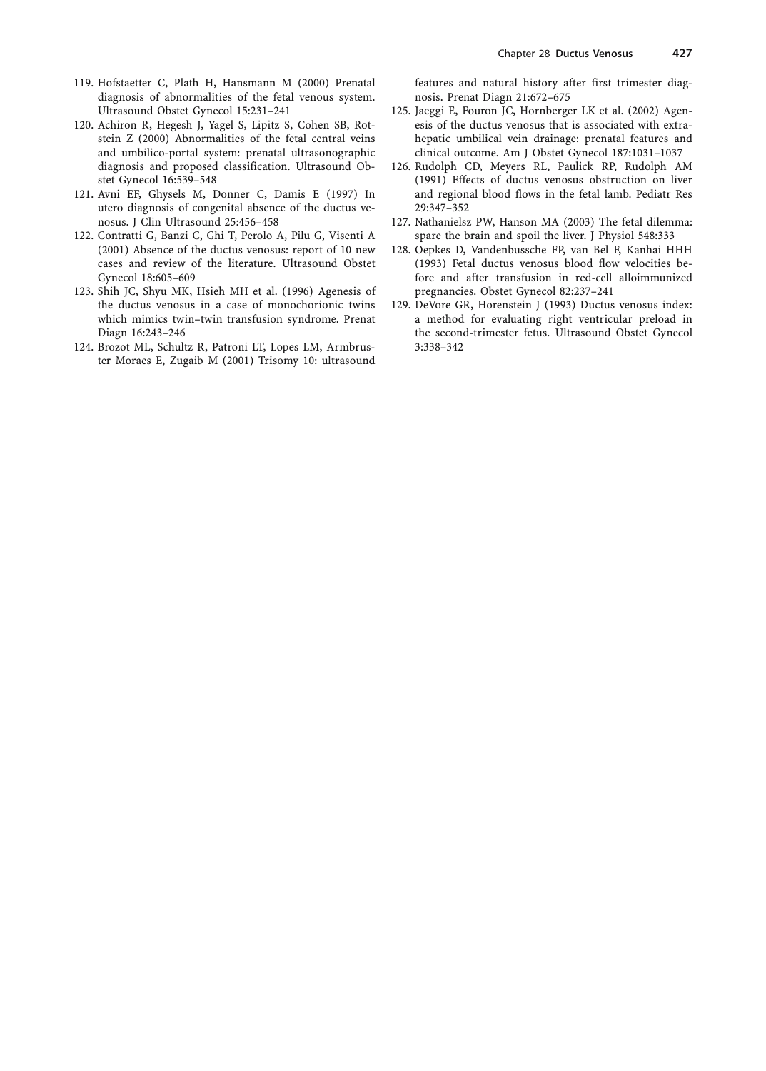119. Hofstaetter C, Plath H, Hansmann M (2000) Prenatal diagnosis of abnormalities of the fetal venous system. Ultrasound Obstet Gynecol 15:231–241
120. Achiron R, Hegesh J, Yagel S, Lipitz S, Cohen SB, Rotstein Z (2000) Abnormalities of the fetal central veins and umbilico-portal system: prenatal ultrasonographic diagnosis and proposed classification. Ultrasound Obstet Gynecol 16:539–548
121. Avni EF, Ghysels M, Donner C, Damis E (1997) In utero diagnosis of congenital absence of the ductus venosus. J Clin Ultrasound 25:456–458
122. Contratti G, Banzi C, Ghi T, Perolo A, Pilu G, Visenti A (2001) Absence of the ductus venosus: report of 10 new cases and review of the literature. Ultrasound Obstet Gynecol 18:605–609
123. Shih JC, Shyu MK, Hsieh MH et al. (1996) Agenesis of the ductus venosus in a case of monochorionic twins which mimics twin–twin transfusion syndrome. Prenat Diagn 16:243–246
124. Brozot ML, Schultz R, Patroni LT, Lopes LM, Armbruster Moraes E, Zugaib M (2001) Trisomy 10: ultrasound features and natural history after first trimester diagnosis. Prenat Diagn 21:672–675
125. Jaeggi E, Fouron JC, Hornberger LK et al. (2002) Agenesis of the ductus venosus that is associated with extrahepatic umbilical vein drainage: prenatal features and clinical outcome. Am J Obstet Gynecol 187:1031–1037
126. Rudolph CD, Meyers RL, Paulick RP, Rudolph AM (1991) Effects of ductus venosus obstruction on liver and regional blood flows in the fetal lamb. Pediatr Res 29:347–352
127. Nathanielsz PW, Hanson MA (2003) The fetal dilemma: spare the brain and spoil the liver. J Physiol 548:333
128. Oepkes D, Vandenbussche FP, van Bel F, Kanhai HHH (1993) Fetal ductus venosus blood flow velocities before and after transfusion in red-cell alloimmunized pregnancies. Obstet Gynecol 82:237–241
129. DeVore GR, Horenstein J (1993) Ductus venosus index: a method for evaluating right ventricular preload in the second-trimester fetus. Ultrasound Obstet Gynecol 3:338–342